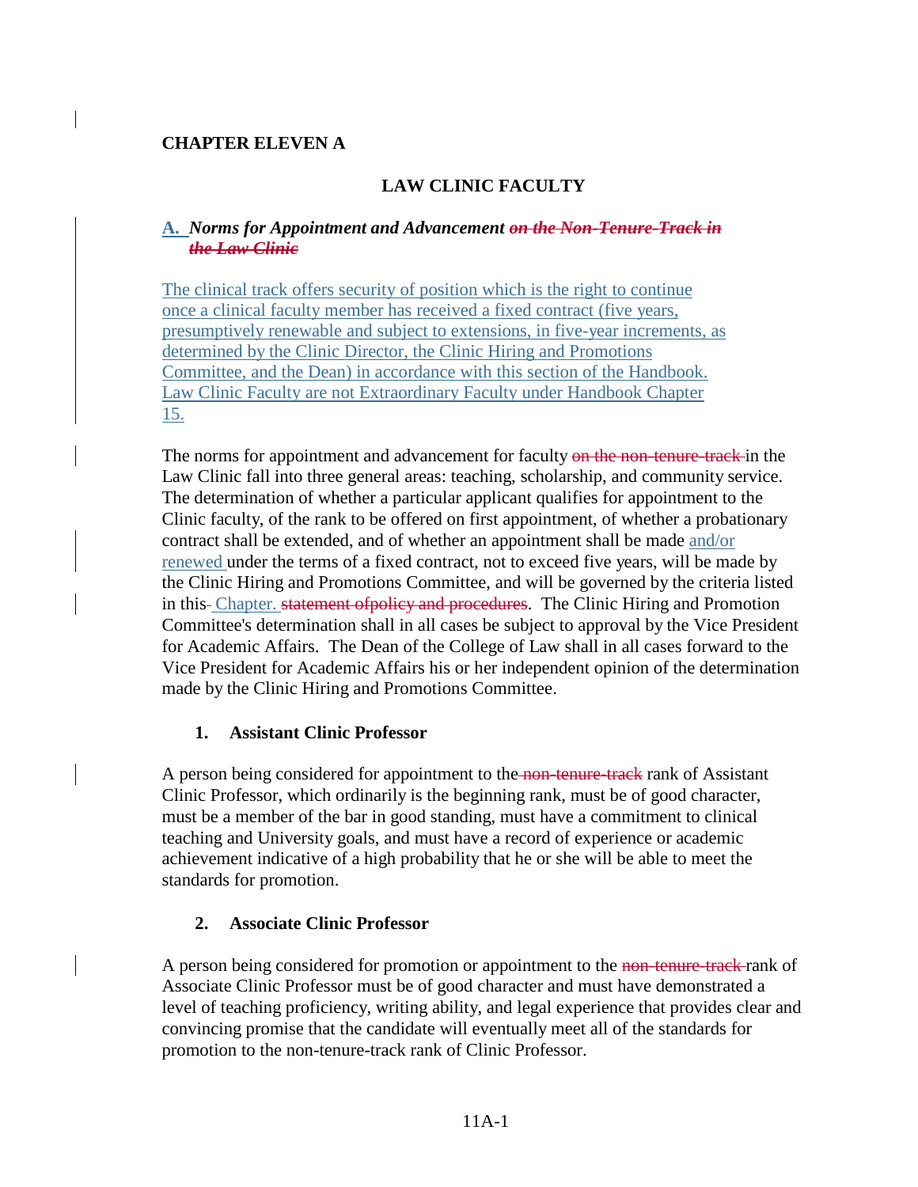**CHAPTER ELEVEN A**

## LAW CLINIC FACULTY

### A. *Norms for Appointment and Advancement* ~~*on the Non-Tenure-Track in the Law Clinic*~~

The clinical track offers security of position which is the right to continue once a clinical faculty member has received a fixed contract (five years, presumptively renewable and subject to extensions, in five-year increments, as determined by the Clinic Director, the Clinic Hiring and Promotions Committee, and the Dean) in accordance with this section of the Handbook. Law Clinic Faculty are not Extraordinary Faculty under Handbook Chapter 15.

The norms for appointment and advancement for faculty ~~on the non-tenure-track~~ in the Law Clinic fall into three general areas: teaching, scholarship, and community service. The determination of whether a particular applicant qualifies for appointment to the Clinic faculty, of the rank to be offered on first appointment, of whether a probationary contract shall be extended, and of whether an appointment shall be made and/or renewed under the terms of a fixed contract, not to exceed five years, will be made by the Clinic Hiring and Promotions Committee, and will be governed by the criteria listed in this Chapter. ~~statement ofpolicy and procedures~~. The Clinic Hiring and Promotion Committee's determination shall in all cases be subject to approval by the Vice President for Academic Affairs. The Dean of the College of Law shall in all cases forward to the Vice President for Academic Affairs his or her independent opinion of the determination made by the Clinic Hiring and Promotions Committee.

#### 1. Assistant Clinic Professor

A person being considered for appointment to the ~~non-tenure-track~~ rank of Assistant Clinic Professor, which ordinarily is the beginning rank, must be of good character, must be a member of the bar in good standing, must have a commitment to clinical teaching and University goals, and must have a record of experience or academic achievement indicative of a high probability that he or she will be able to meet the standards for promotion.

#### 2. Associate Clinic Professor

A person being considered for promotion or appointment to the ~~non-tenure-track~~ rank of Associate Clinic Professor must be of good character and must have demonstrated a level of teaching proficiency, writing ability, and legal experience that provides clear and convincing promise that the candidate will eventually meet all of the standards for promotion to the non-tenure-track rank of Clinic Professor.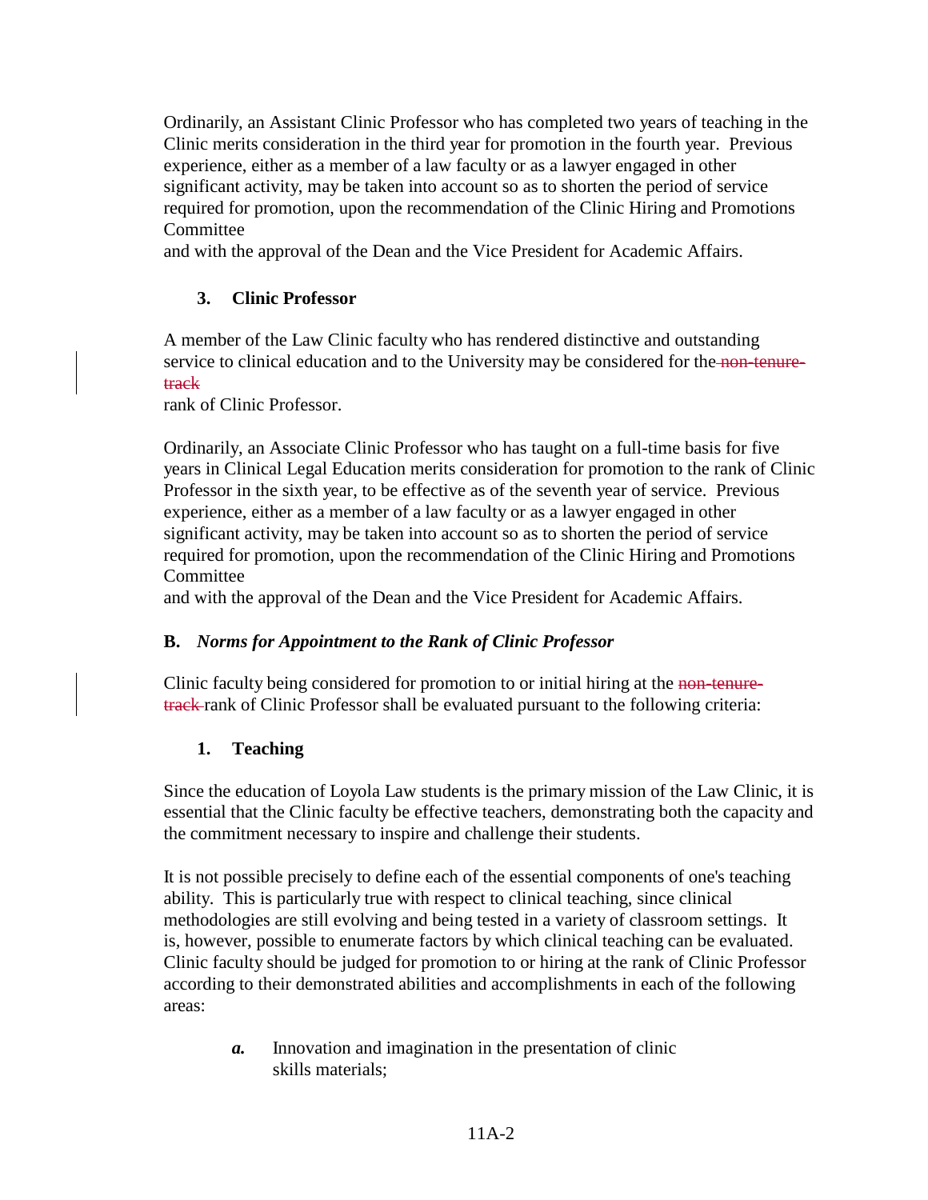Ordinarily, an Assistant Clinic Professor who has completed two years of teaching in the Clinic merits consideration in the third year for promotion in the fourth year. Previous experience, either as a member of a law faculty or as a lawyer engaged in other significant activity, may be taken into account so as to shorten the period of service required for promotion, upon the recommendation of the Clinic Hiring and Promotions Committee and with the approval of the Dean and the Vice President for Academic Affairs.

### 3. Clinic Professor

A member of the Law Clinic faculty who has rendered distinctive and outstanding service to clinical education and to the University may be considered for the ~~non-tenure-track~~ rank of Clinic Professor.

Ordinarily, an Associate Clinic Professor who has taught on a full-time basis for five years in Clinical Legal Education merits consideration for promotion to the rank of Clinic Professor in the sixth year, to be effective as of the seventh year of service. Previous experience, either as a member of a law faculty or as a lawyer engaged in other significant activity, may be taken into account so as to shorten the period of service required for promotion, upon the recommendation of the Clinic Hiring and Promotions Committee and with the approval of the Dean and the Vice President for Academic Affairs.

## B. *Norms for Appointment to the Rank of Clinic Professor*

Clinic faculty being considered for promotion to or initial hiring at the ~~non-tenure-track~~ rank of Clinic Professor shall be evaluated pursuant to the following criteria:

### 1. Teaching

Since the education of Loyola Law students is the primary mission of the Law Clinic, it is essential that the Clinic faculty be effective teachers, demonstrating both the capacity and the commitment necessary to inspire and challenge their students.

It is not possible precisely to define each of the essential components of one's teaching ability. This is particularly true with respect to clinical teaching, since clinical methodologies are still evolving and being tested in a variety of classroom settings. It is, however, possible to enumerate factors by which clinical teaching can be evaluated. Clinic faculty should be judged for promotion to or hiring at the rank of Clinic Professor according to their demonstrated abilities and accomplishments in each of the following areas:

***a.*** Innovation and imagination in the presentation of clinic skills materials;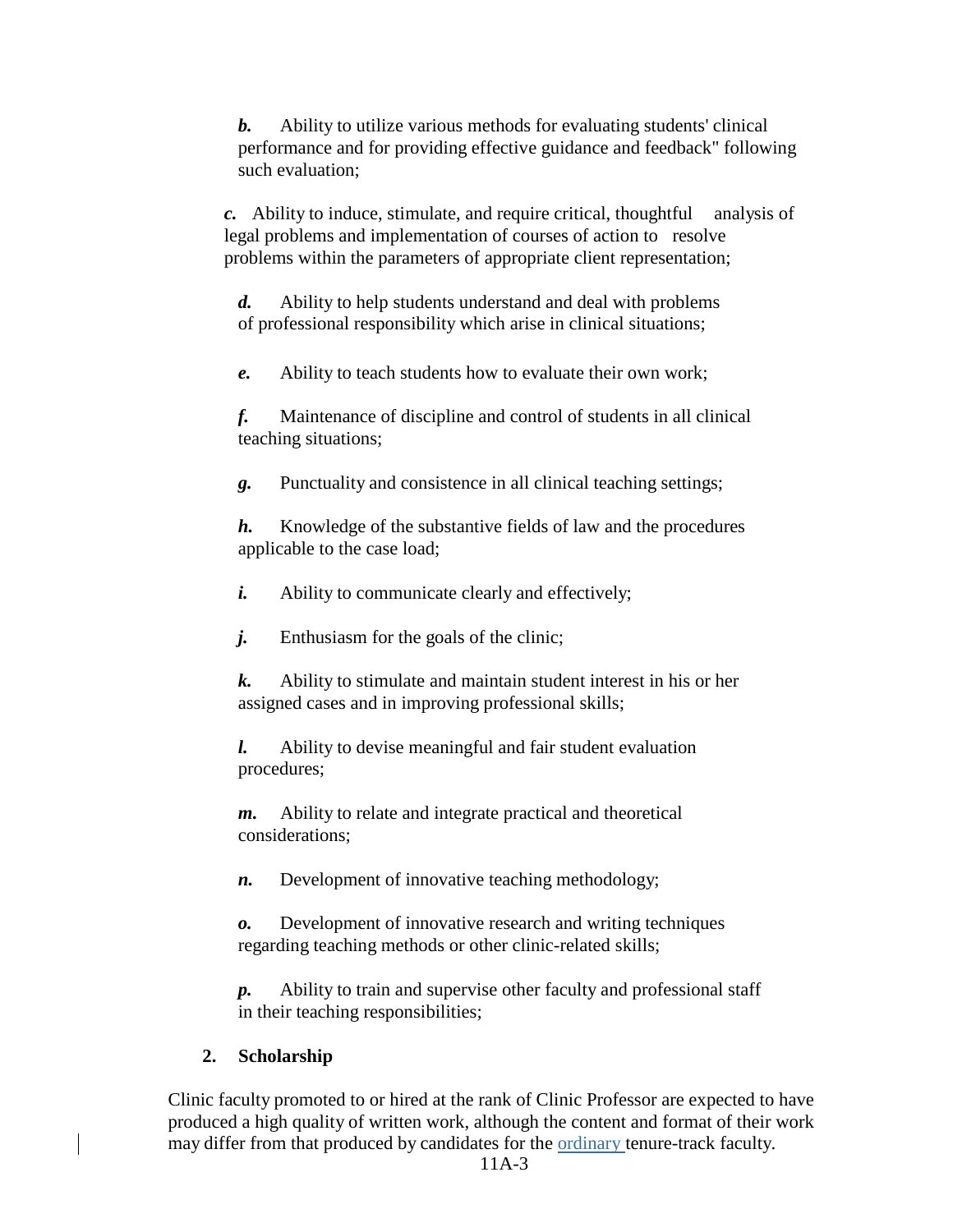***b.*** Ability to utilize various methods for evaluating students' clinical performance and for providing effective guidance and feedback" following such evaluation;

***c.*** Ability to induce, stimulate, and require critical, thoughtful analysis of legal problems and implementation of courses of action to resolve problems within the parameters of appropriate client representation;

***d.*** Ability to help students understand and deal with problems of professional responsibility which arise in clinical situations;

***e.*** Ability to teach students how to evaluate their own work;

***f.*** Maintenance of discipline and control of students in all clinical teaching situations;

***g.*** Punctuality and consistence in all clinical teaching settings;

***h.*** Knowledge of the substantive fields of law and the procedures applicable to the case load;

***i.*** Ability to communicate clearly and effectively;

***j.*** Enthusiasm for the goals of the clinic;

***k.*** Ability to stimulate and maintain student interest in his or her assigned cases and in improving professional skills;

***l.*** Ability to devise meaningful and fair student evaluation procedures;

***m.*** Ability to relate and integrate practical and theoretical considerations;

***n.*** Development of innovative teaching methodology;

***o.*** Development of innovative research and writing techniques regarding teaching methods or other clinic-related skills;

***p.*** Ability to train and supervise other faculty and professional staff in their teaching responsibilities;

**2. Scholarship**

Clinic faculty promoted to or hired at the rank of Clinic Professor are expected to have produced a high quality of written work, although the content and format of their work may differ from that produced by candidates for the ordinary tenure-track faculty.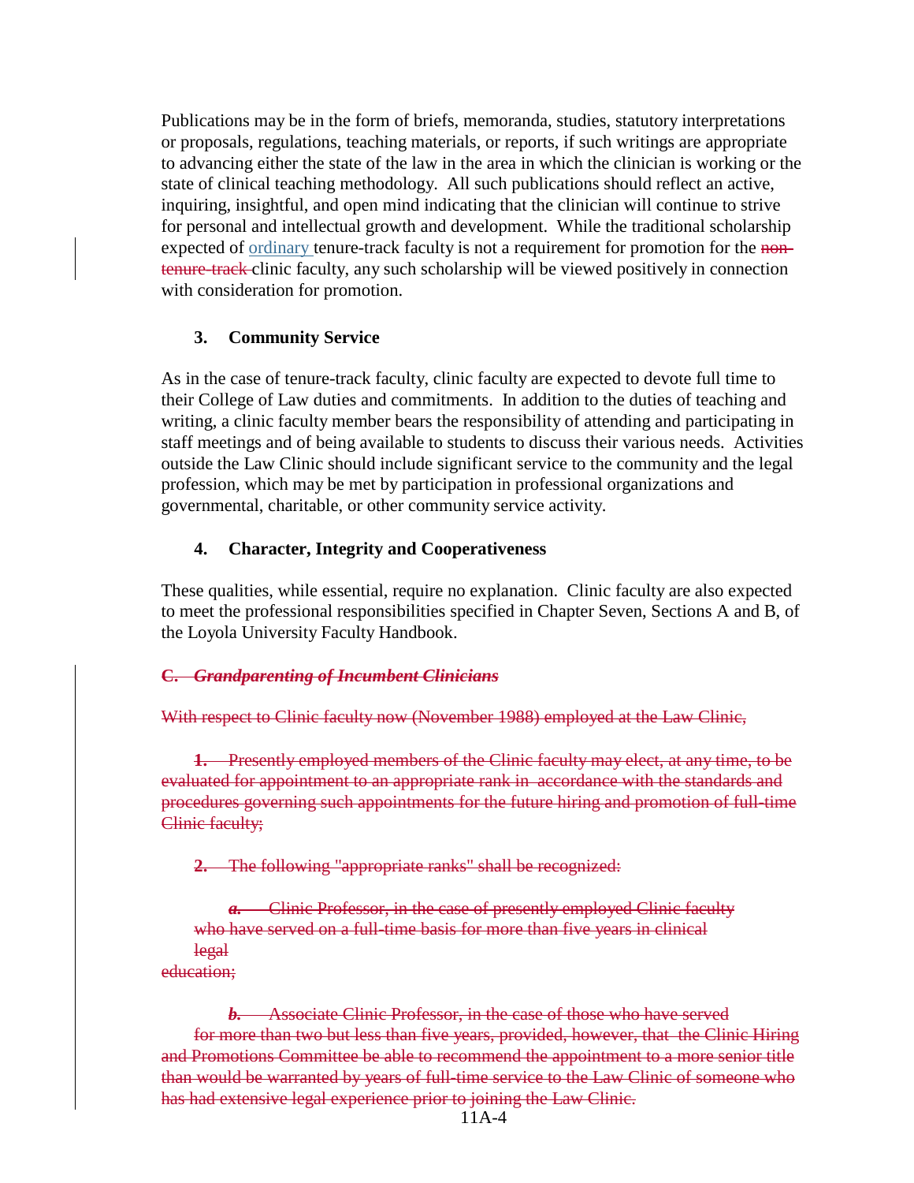Publications may be in the form of briefs, memoranda, studies, statutory interpretations or proposals, regulations, teaching materials, or reports, if such writings are appropriate to advancing either the state of the law in the area in which the clinician is working or the state of clinical teaching methodology. All such publications should reflect an active, inquiring, insightful, and open mind indicating that the clinician will continue to strive for personal and intellectual growth and development. While the traditional scholarship expected of ordinary tenure-track faculty is not a requirement for promotion for the ~~non-tenure-track~~ clinic faculty, any such scholarship will be viewed positively in connection with consideration for promotion.

### 3. Community Service

As in the case of tenure-track faculty, clinic faculty are expected to devote full time to their College of Law duties and commitments. In addition to the duties of teaching and writing, a clinic faculty member bears the responsibility of attending and participating in staff meetings and of being available to students to discuss their various needs. Activities outside the Law Clinic should include significant service to the community and the legal profession, which may be met by participation in professional organizations and governmental, charitable, or other community service activity.

### 4. Character, Integrity and Cooperativeness

These qualities, while essential, require no explanation. Clinic faculty are also expected to meet the professional responsibilities specified in Chapter Seven, Sections A and B, of the Loyola University Faculty Handbook.

~~**C. *Grandparenting of Incumbent Clinicians***~~

~~With respect to Clinic faculty now (November 1988) employed at the Law Clinic,~~

~~**1.** Presently employed members of the Clinic faculty may elect, at any time, to be evaluated for appointment to an appropriate rank in accordance with the standards and procedures governing such appointments for the future hiring and promotion of full-time Clinic faculty;~~

~~**2.** The following "appropriate ranks" shall be recognized:~~

~~***a.*** Clinic Professor, in the case of presently employed Clinic faculty who have served on a full-time basis for more than five years in clinical legal education;~~

~~***b.*** Associate Clinic Professor, in the case of those who have served for more than two but less than five years, provided, however, that the Clinic Hiring and Promotions Committee be able to recommend the appointment to a more senior title than would be warranted by years of full-time service to the Law Clinic of someone who has had extensive legal experience prior to joining the Law Clinic.~~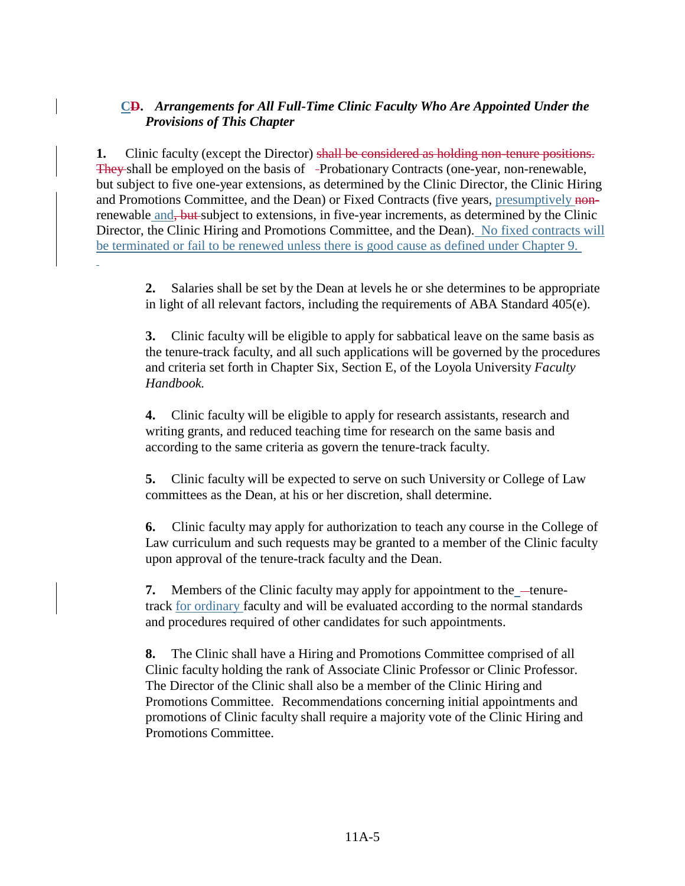### C~~D~~. *Arrangements for All Full-Time Clinic Faculty Who Are Appointed Under the Provisions of This Chapter*

**1.** Clinic faculty (except the Director) ~~shall be considered as holding non-tenure positions. They~~ shall be employed on the basis of Probationary Contracts (one-year, non-renewable, but subject to five one-year extensions, as determined by the Clinic Director, the Clinic Hiring and Promotions Committee, and the Dean) or Fixed Contracts (five years, presumptively ~~non-~~renewable and~~, but~~ subject to extensions, in five-year increments, as determined by the Clinic Director, the Clinic Hiring and Promotions Committee, and the Dean). No fixed contracts will be terminated or fail to be renewed unless there is good cause as defined under Chapter 9.

**2.** Salaries shall be set by the Dean at levels he or she determines to be appropriate in light of all relevant factors, including the requirements of ABA Standard 405(e).

**3.** Clinic faculty will be eligible to apply for sabbatical leave on the same basis as the tenure-track faculty, and all such applications will be governed by the procedures and criteria set forth in Chapter Six, Section E, of the Loyola University *Faculty Handbook.*

**4.** Clinic faculty will be eligible to apply for research assistants, research and writing grants, and reduced teaching time for research on the same basis and according to the same criteria as govern the tenure-track faculty.

**5.** Clinic faculty will be expected to serve on such University or College of Law committees as the Dean, at his or her discretion, shall determine.

**6.** Clinic faculty may apply for authorization to teach any course in the College of Law curriculum and such requests may be granted to a member of the Clinic faculty upon approval of the tenure-track faculty and the Dean.

**7.** Members of the Clinic faculty may apply for appointment to the tenure-track for ordinary faculty and will be evaluated according to the normal standards and procedures required of other candidates for such appointments.

**8.** The Clinic shall have a Hiring and Promotions Committee comprised of all Clinic faculty holding the rank of Associate Clinic Professor or Clinic Professor. The Director of the Clinic shall also be a member of the Clinic Hiring and Promotions Committee. Recommendations concerning initial appointments and promotions of Clinic faculty shall require a majority vote of the Clinic Hiring and Promotions Committee.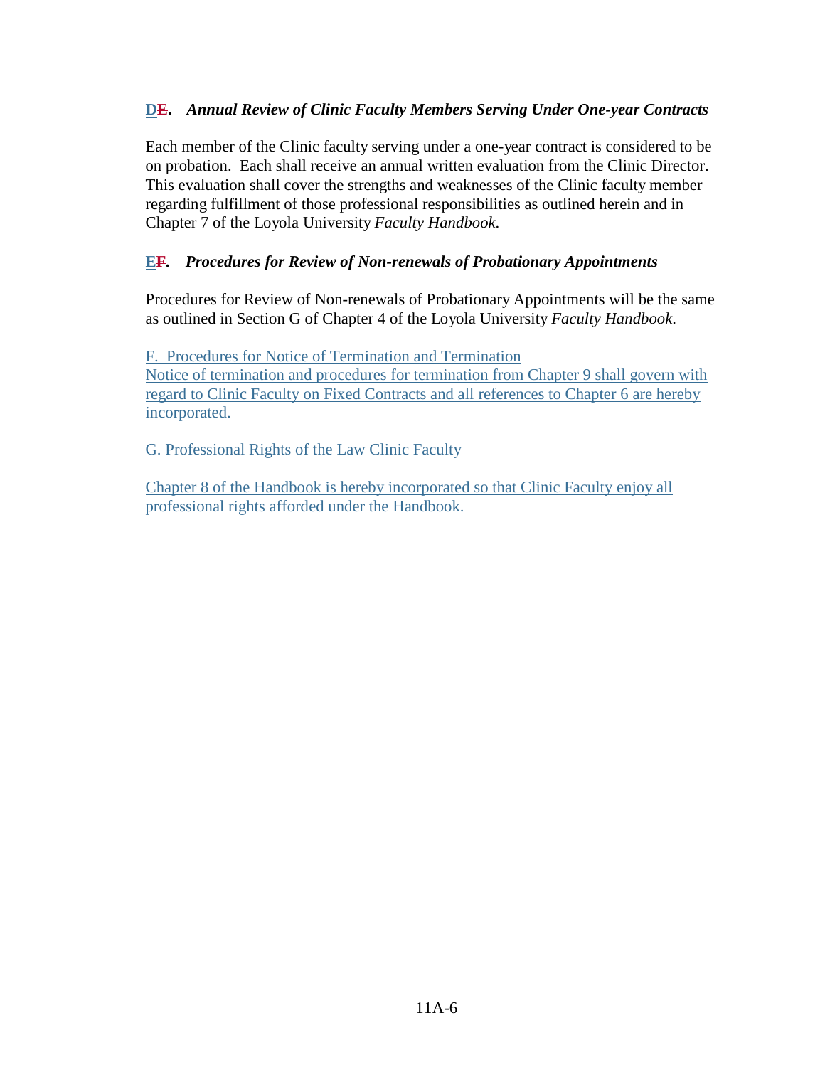### D. *Annual Review of Clinic Faculty Members Serving Under One-year Contracts*

Each member of the Clinic faculty serving under a one-year contract is considered to be on probation. Each shall receive an annual written evaluation from the Clinic Director. This evaluation shall cover the strengths and weaknesses of the Clinic faculty member regarding fulfillment of those professional responsibilities as outlined herein and in Chapter 7 of the Loyola University *Faculty Handbook*.

### E. *Procedures for Review of Non-renewals of Probationary Appointments*

Procedures for Review of Non-renewals of Probationary Appointments will be the same as outlined in Section G of Chapter 4 of the Loyola University *Faculty Handbook*.

F. Procedures for Notice of Termination and Termination

Notice of termination and procedures for termination from Chapter 9 shall govern with regard to Clinic Faculty on Fixed Contracts and all references to Chapter 6 are hereby incorporated.

G. Professional Rights of the Law Clinic Faculty

Chapter 8 of the Handbook is hereby incorporated so that Clinic Faculty enjoy all professional rights afforded under the Handbook.